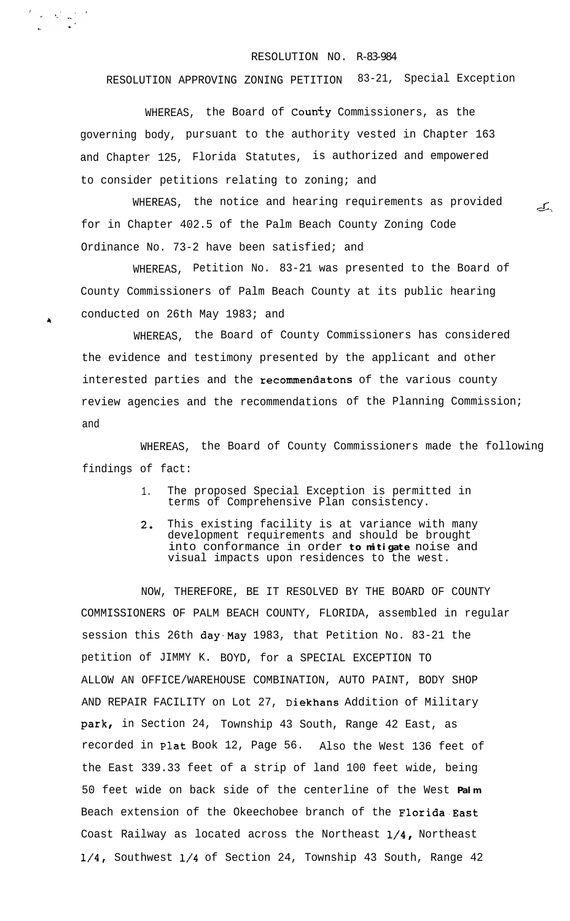RESOLUTION NO. R-83-984

RESOLUTION APPROVING ZONING PETITION 83-21, Special Exception

WHEREAS, the Board of County Commissioners, as the governing body, pursuant to the authority vested in Chapter 163 and Chapter 125, Florida Statutes, is authorized and empowered to consider petitions relating to zoning; and

WHEREAS, the notice and hearing requirements as provided for in Chapter 402.5 of the Palm Beach County Zoning Code Ordinance No. 73-2 have been satisfied; and

WHEREAS, Petition No. 83-21 was presented to the Board of County Commissioners of Palm Beach County at its public hearing conducted on 26th May 1983; and

WHEREAS, the Board of County Commissioners has considered the evidence and testimony presented by the applicant and other interested parties and the recommendatons of the various county review agencies and the recommendations of the Planning Commission; and

WHEREAS, the Board of County Commissioners made the following findings of fact:

1. The proposed Special Exception is permitted in terms of Comprehensive Plan consistency.
2. This existing facility is at variance with many development requirements and should be brought into conformance in order to mitigate noise and visual impacts upon residences to the west.

NOW, THEREFORE, BE IT RESOLVED BY THE BOARD OF COUNTY COMMISSIONERS OF PALM BEACH COUNTY, FLORIDA, assembled in regular session this 26th day May 1983, that Petition No. 83-21 the petition of JIMMY K. BOYD, for a SPECIAL EXCEPTION TO ALLOW AN OFFICE/WAREHOUSE COMBINATION, AUTO PAINT, BODY SHOP AND REPAIR FACILITY on Lot 27, Diekhans Addition of Military park, in Section 24, Township 43 South, Range 42 East, as recorded in Plat Book 12, Page 56. Also the West 136 feet of the East 339.33 feet of a strip of land 100 feet wide, being 50 feet wide on back side of the centerline of the West Palm Beach extension of the Okeechobee branch of the Florida East Coast Railway as located across the Northeast 1/4, Northeast 1/4, Southwest 1/4 of Section 24, Township 43 South, Range 42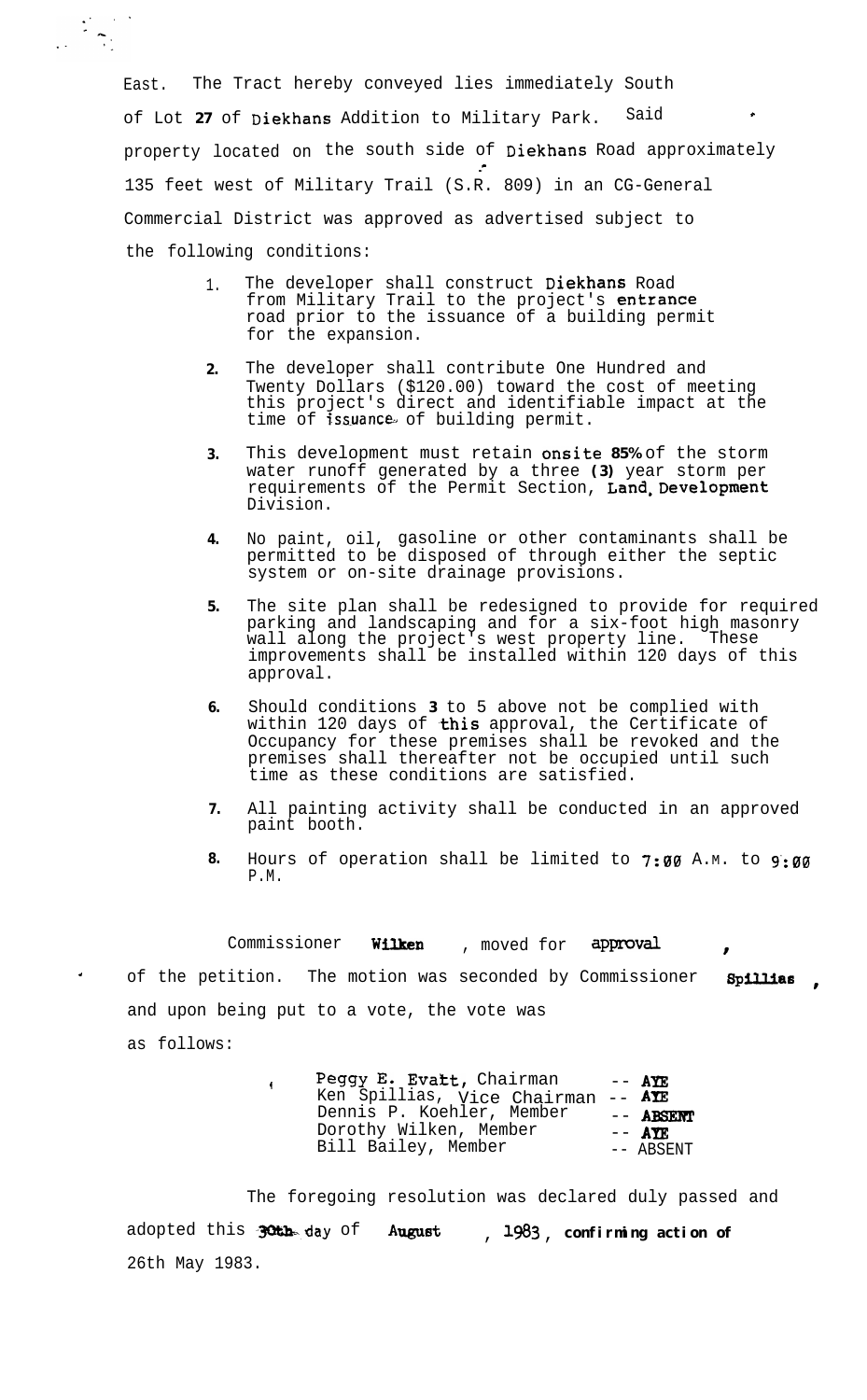East. The Tract hereby conveyed lies immediately South of Lot 27 of Diekhans Addition to Military Park. Said property located on the south side of Diekhans Road approximately 135 feet west of Military Trail (S.R. 809) in an CG-General Commercial District was approved as advertised subject to the following conditions:

1. The developer shall construct Diekhans Road from Military Trail to the project's entrance road prior to the issuance of a building permit for the expansion.

2. The developer shall contribute One Hundred and Twenty Dollars ($120.00) toward the cost of meeting this project's direct and identifiable impact at the time of issuance of building permit.

3. This development must retain onsite 85% of the storm water runoff generated by a three (3) year storm per requirements of the Permit Section, Land Development Division.

4. No paint, oil, gasoline or other contaminants shall be permitted to be disposed of through either the septic system or on-site drainage provisions.

5. The site plan shall be redesigned to provide for required parking and landscaping and for a six-foot high masonry wall along the project's west property line. These improvements shall be installed within 120 days of this approval.

6. Should conditions 3 to 5 above not be complied with within 120 days of this approval, the Certificate of Occupancy for these premises shall be revoked and the premises shall thereafter not be occupied until such time as these conditions are satisfied.

7. All painting activity shall be conducted in an approved paint booth.

8. Hours of operation shall be limited to 7:00 A.M. to 9:00 P.M.

Commissioner Wilken, moved for approval, of the petition. The motion was seconded by Commissioner Spillias, and upon being put to a vote, the vote was as follows:

| | |
|---|---|
| Peggy E. Evatt, Chairman | -- AYE |
| Ken Spillias, Vice Chairman | -- AYE |
| Dennis P. Koehler, Member | -- ABSENT |
| Dorothy Wilken, Member | -- AYE |
| Bill Bailey, Member | -- ABSENT |

The foregoing resolution was declared duly passed and adopted this 30th day of August, 1983, confirming action of 26th May 1983.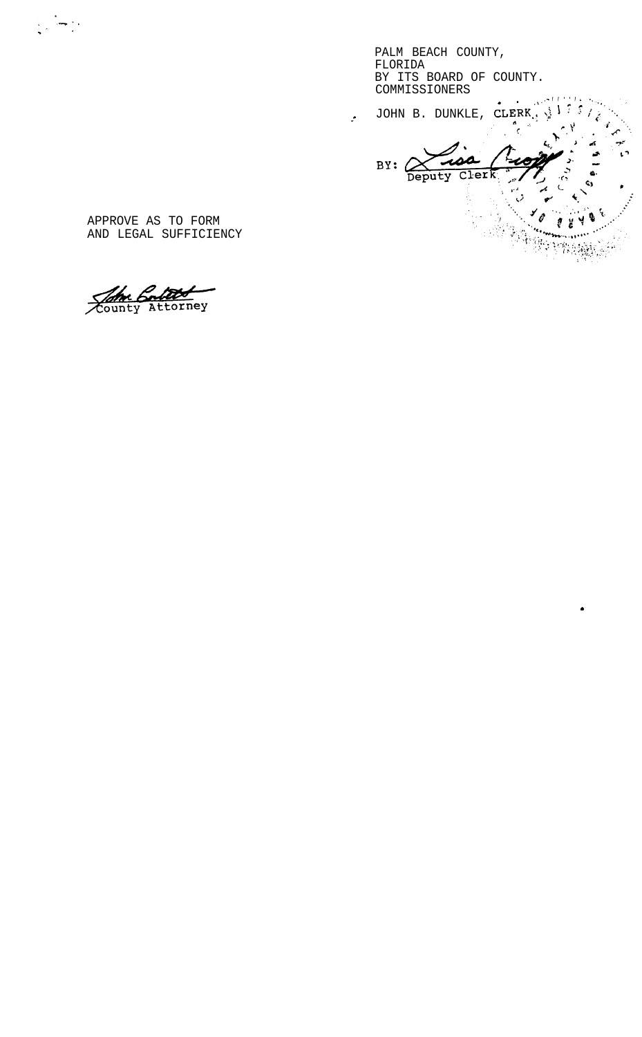PALM BEACH COUNTY,
FLORIDA
BY ITS BOARD OF COUNTY.
COMMISSIONERS

JOHN B. DUNKLE, CLERK

BY: Deputy Clerk

APPROVE AS TO FORM
AND LEGAL SUFFICIENCY

County Attorney